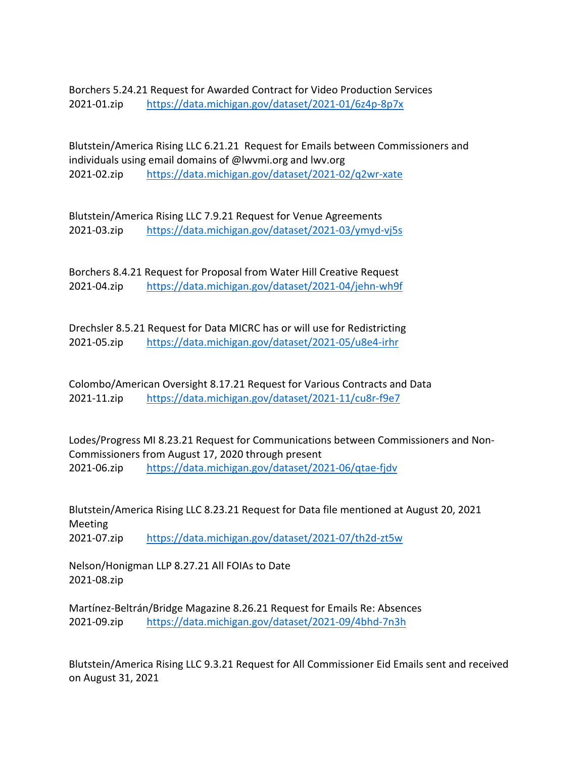Borchers 5.24.21 Request for Awarded Contract for Video Production Services
2021-01.zip https://data.michigan.gov/dataset/2021-01/6z4p-8p7x

Blutstein/America Rising LLC 6.21.21 Request for Emails between Commissioners and individuals using email domains of @lwvmi.org and lwv.org
2021-02.zip https://data.michigan.gov/dataset/2021-02/q2wr-xate

Blutstein/America Rising LLC 7.9.21 Request for Venue Agreements
2021-03.zip https://data.michigan.gov/dataset/2021-03/ymyd-vj5s

Borchers 8.4.21 Request for Proposal from Water Hill Creative Request
2021-04.zip https://data.michigan.gov/dataset/2021-04/jehn-wh9f

Drechsler 8.5.21 Request for Data MICRC has or will use for Redistricting
2021-05.zip https://data.michigan.gov/dataset/2021-05/u8e4-irhr

Colombo/American Oversight 8.17.21 Request for Various Contracts and Data
2021-11.zip https://data.michigan.gov/dataset/2021-11/cu8r-f9e7

Lodes/Progress MI 8.23.21 Request for Communications between Commissioners and Non-Commissioners from August 17, 2020 through present
2021-06.zip https://data.michigan.gov/dataset/2021-06/qtae-fjdv

Blutstein/America Rising LLC 8.23.21 Request for Data file mentioned at August 20, 2021 Meeting
2021-07.zip https://data.michigan.gov/dataset/2021-07/th2d-zt5w

Nelson/Honigman LLP 8.27.21 All FOIAs to Date
2021-08.zip

Martínez-Beltrán/Bridge Magazine 8.26.21 Request for Emails Re: Absences
2021-09.zip https://data.michigan.gov/dataset/2021-09/4bhd-7n3h

Blutstein/America Rising LLC 9.3.21 Request for All Commissioner Eid Emails sent and received on August 31, 2021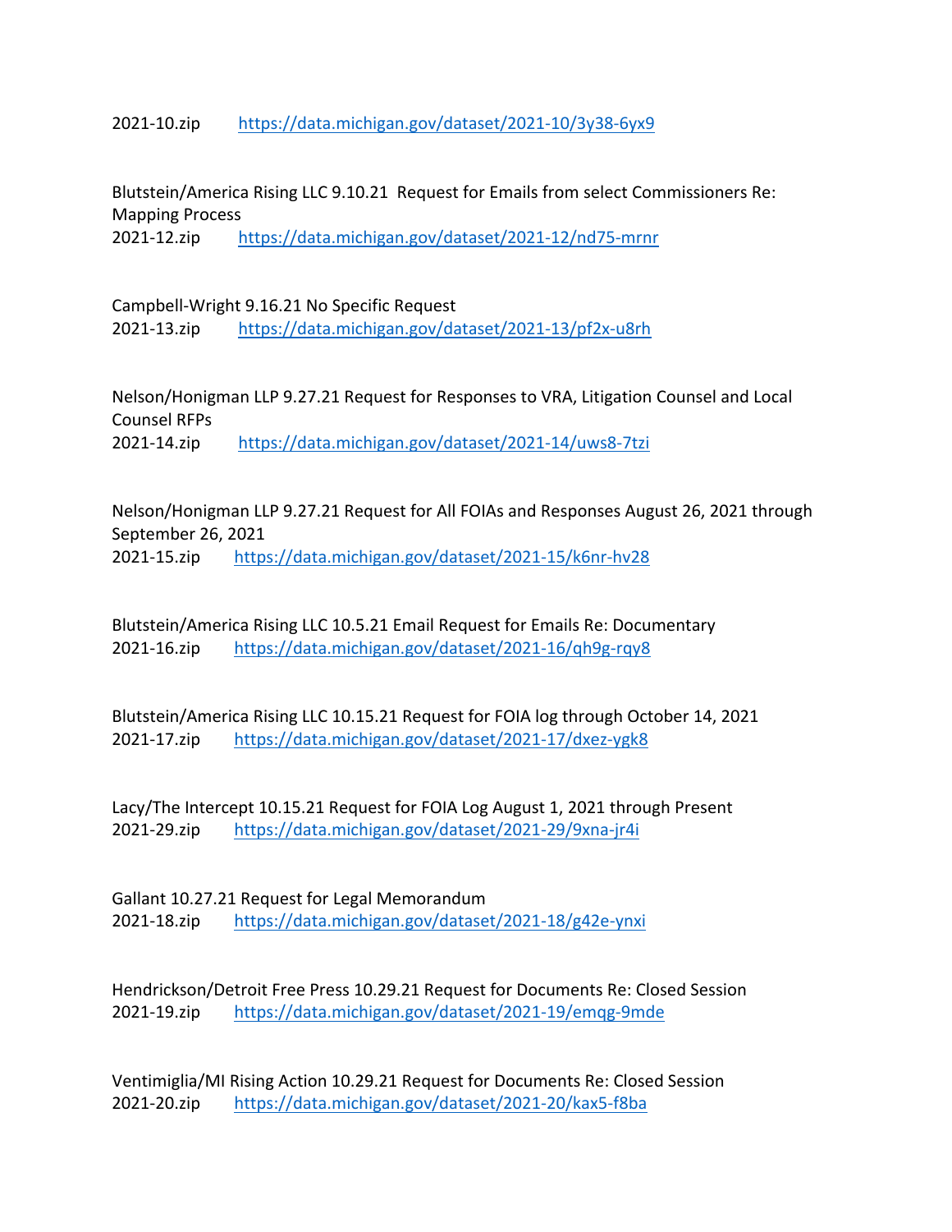2021-10.zip https://data.michigan.gov/dataset/2021-10/3y38-6yx9

Blutstein/America Rising LLC 9.10.21 Request for Emails from select Commissioners Re: Mapping Process
2021-12.zip https://data.michigan.gov/dataset/2021-12/nd75-mrnr

Campbell-Wright 9.16.21 No Specific Request
2021-13.zip https://data.michigan.gov/dataset/2021-13/pf2x-u8rh

Nelson/Honigman LLP 9.27.21 Request for Responses to VRA, Litigation Counsel and Local Counsel RFPs
2021-14.zip https://data.michigan.gov/dataset/2021-14/uws8-7tzi

Nelson/Honigman LLP 9.27.21 Request for All FOIAs and Responses August 26, 2021 through September 26, 2021
2021-15.zip https://data.michigan.gov/dataset/2021-15/k6nr-hv28

Blutstein/America Rising LLC 10.5.21 Email Request for Emails Re: Documentary
2021-16.zip https://data.michigan.gov/dataset/2021-16/qh9g-rqy8

Blutstein/America Rising LLC 10.15.21 Request for FOIA log through October 14, 2021
2021-17.zip https://data.michigan.gov/dataset/2021-17/dxez-ygk8

Lacy/The Intercept 10.15.21 Request for FOIA Log August 1, 2021 through Present
2021-29.zip https://data.michigan.gov/dataset/2021-29/9xna-jr4i

Gallant 10.27.21 Request for Legal Memorandum
2021-18.zip https://data.michigan.gov/dataset/2021-18/g42e-ynxi

Hendrickson/Detroit Free Press 10.29.21 Request for Documents Re: Closed Session
2021-19.zip https://data.michigan.gov/dataset/2021-19/emqg-9mde

Ventimiglia/MI Rising Action 10.29.21 Request for Documents Re: Closed Session
2021-20.zip https://data.michigan.gov/dataset/2021-20/kax5-f8ba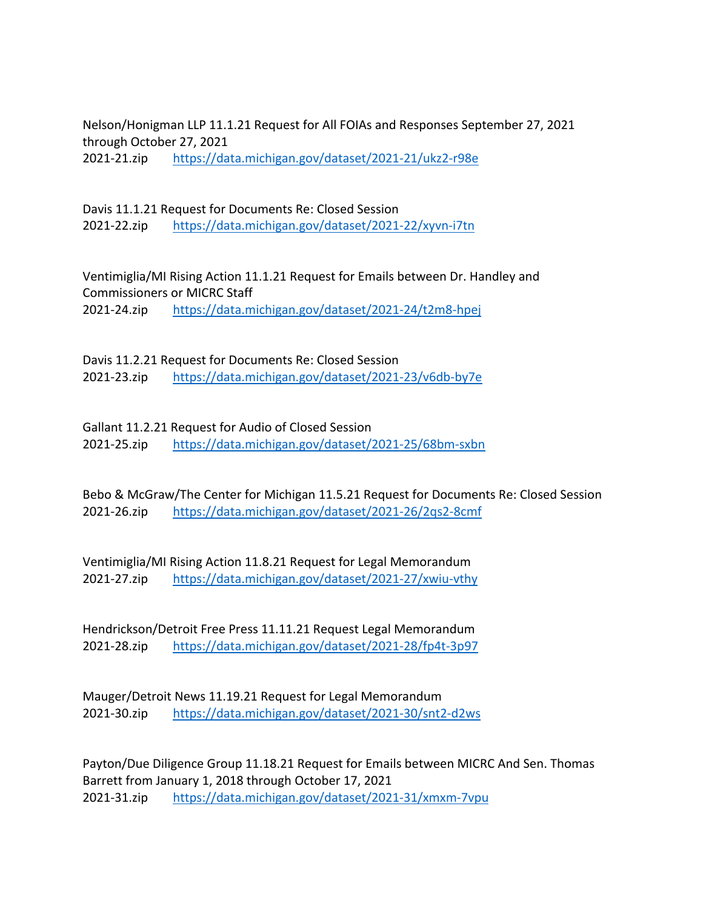Nelson/Honigman LLP 11.1.21 Request for All FOIAs and Responses September 27, 2021 through October 27, 2021
2021-21.zip https://data.michigan.gov/dataset/2021-21/ukz2-r98e

Davis 11.1.21 Request for Documents Re: Closed Session
2021-22.zip https://data.michigan.gov/dataset/2021-22/xyvn-i7tn

Ventimiglia/MI Rising Action 11.1.21 Request for Emails between Dr. Handley and Commissioners or MICRC Staff
2021-24.zip https://data.michigan.gov/dataset/2021-24/t2m8-hpej

Davis 11.2.21 Request for Documents Re: Closed Session
2021-23.zip https://data.michigan.gov/dataset/2021-23/v6db-by7e

Gallant 11.2.21 Request for Audio of Closed Session
2021-25.zip https://data.michigan.gov/dataset/2021-25/68bm-sxbn

Bebo & McGraw/The Center for Michigan 11.5.21 Request for Documents Re: Closed Session
2021-26.zip https://data.michigan.gov/dataset/2021-26/2qs2-8cmf

Ventimiglia/MI Rising Action 11.8.21 Request for Legal Memorandum
2021-27.zip https://data.michigan.gov/dataset/2021-27/xwiu-vthy

Hendrickson/Detroit Free Press 11.11.21 Request Legal Memorandum
2021-28.zip https://data.michigan.gov/dataset/2021-28/fp4t-3p97

Mauger/Detroit News 11.19.21 Request for Legal Memorandum
2021-30.zip https://data.michigan.gov/dataset/2021-30/snt2-d2ws

Payton/Due Diligence Group 11.18.21 Request for Emails between MICRC And Sen. Thomas Barrett from January 1, 2018 through October 17, 2021
2021-31.zip https://data.michigan.gov/dataset/2021-31/xmxm-7vpu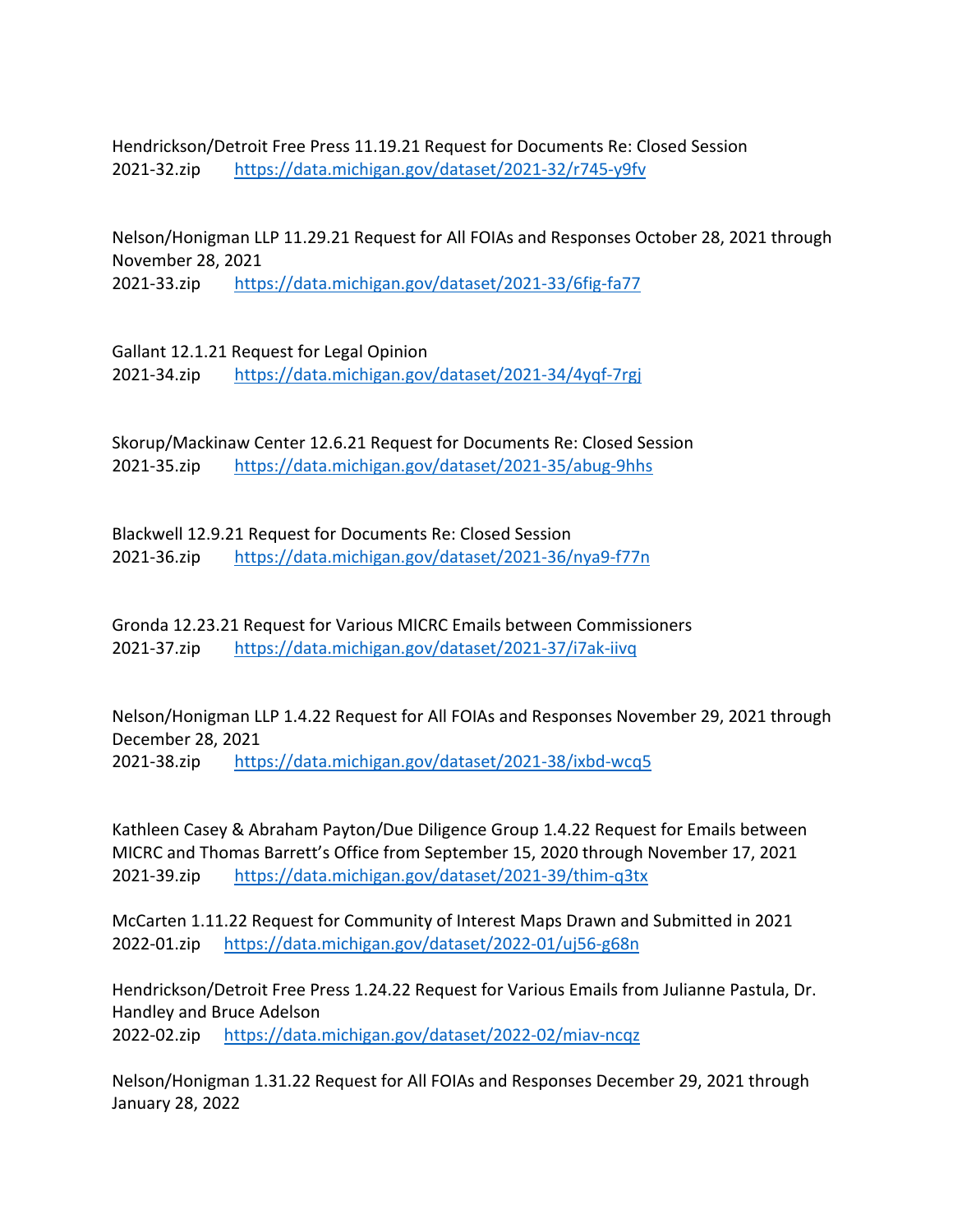Hendrickson/Detroit Free Press 11.19.21 Request for Documents Re: Closed Session
2021-32.zip https://data.michigan.gov/dataset/2021-32/r745-y9fv

Nelson/Honigman LLP 11.29.21 Request for All FOIAs and Responses October 28, 2021 through November 28, 2021
2021-33.zip https://data.michigan.gov/dataset/2021-33/6fig-fa77

Gallant 12.1.21 Request for Legal Opinion
2021-34.zip https://data.michigan.gov/dataset/2021-34/4yqf-7rgj

Skorup/Mackinaw Center 12.6.21 Request for Documents Re: Closed Session
2021-35.zip https://data.michigan.gov/dataset/2021-35/abug-9hhs

Blackwell 12.9.21 Request for Documents Re: Closed Session
2021-36.zip https://data.michigan.gov/dataset/2021-36/nya9-f77n

Gronda 12.23.21 Request for Various MICRC Emails between Commissioners
2021-37.zip https://data.michigan.gov/dataset/2021-37/i7ak-iivq

Nelson/Honigman LLP 1.4.22 Request for All FOIAs and Responses November 29, 2021 through December 28, 2021
2021-38.zip https://data.michigan.gov/dataset/2021-38/ixbd-wcq5

Kathleen Casey & Abraham Payton/Due Diligence Group 1.4.22 Request for Emails between MICRC and Thomas Barrett's Office from September 15, 2020 through November 17, 2021
2021-39.zip https://data.michigan.gov/dataset/2021-39/thim-q3tx

McCarten 1.11.22 Request for Community of Interest Maps Drawn and Submitted in 2021
2022-01.zip https://data.michigan.gov/dataset/2022-01/uj56-g68n

Hendrickson/Detroit Free Press 1.24.22 Request for Various Emails from Julianne Pastula, Dr. Handley and Bruce Adelson
2022-02.zip https://data.michigan.gov/dataset/2022-02/miav-ncqz

Nelson/Honigman 1.31.22 Request for All FOIAs and Responses December 29, 2021 through January 28, 2022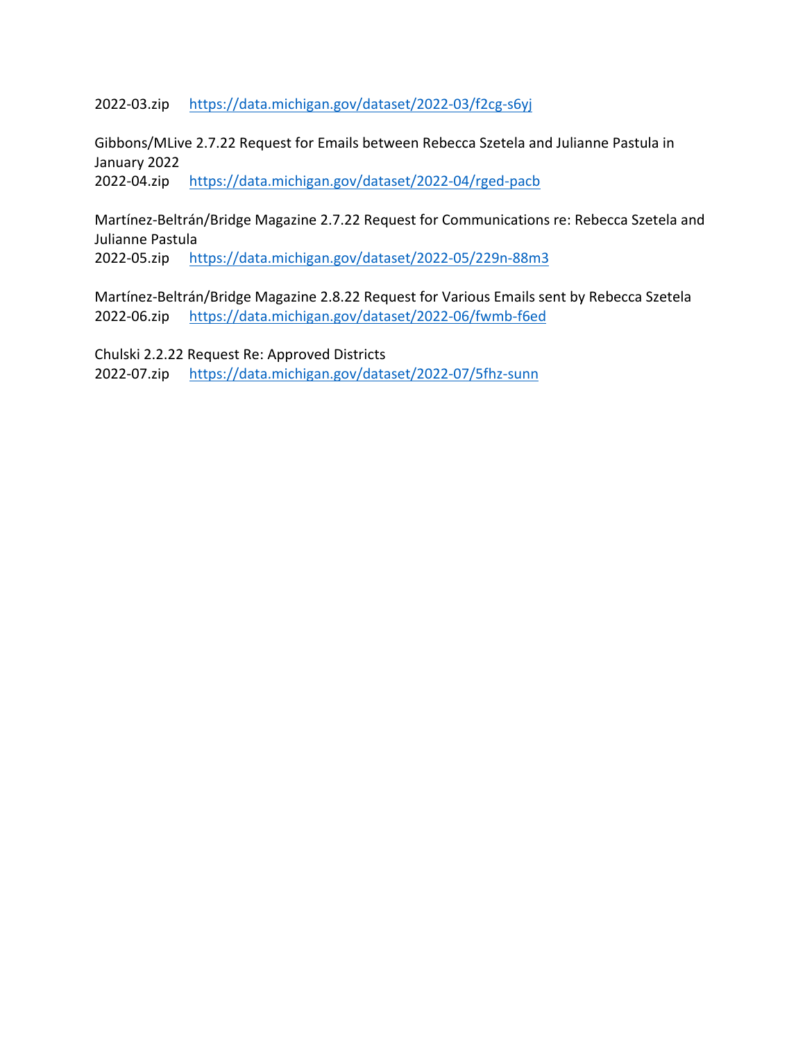2022-03.zip https://data.michigan.gov/dataset/2022-03/f2cg-s6yj

Gibbons/MLive 2.7.22 Request for Emails between Rebecca Szetela and Julianne Pastula in January 2022
2022-04.zip https://data.michigan.gov/dataset/2022-04/rged-pacb

Martínez-Beltrán/Bridge Magazine 2.7.22 Request for Communications re: Rebecca Szetela and Julianne Pastula
2022-05.zip https://data.michigan.gov/dataset/2022-05/229n-88m3

Martínez-Beltrán/Bridge Magazine 2.8.22 Request for Various Emails sent by Rebecca Szetela
2022-06.zip https://data.michigan.gov/dataset/2022-06/fwmb-f6ed

Chulski 2.2.22 Request Re: Approved Districts
2022-07.zip https://data.michigan.gov/dataset/2022-07/5fhz-sunn